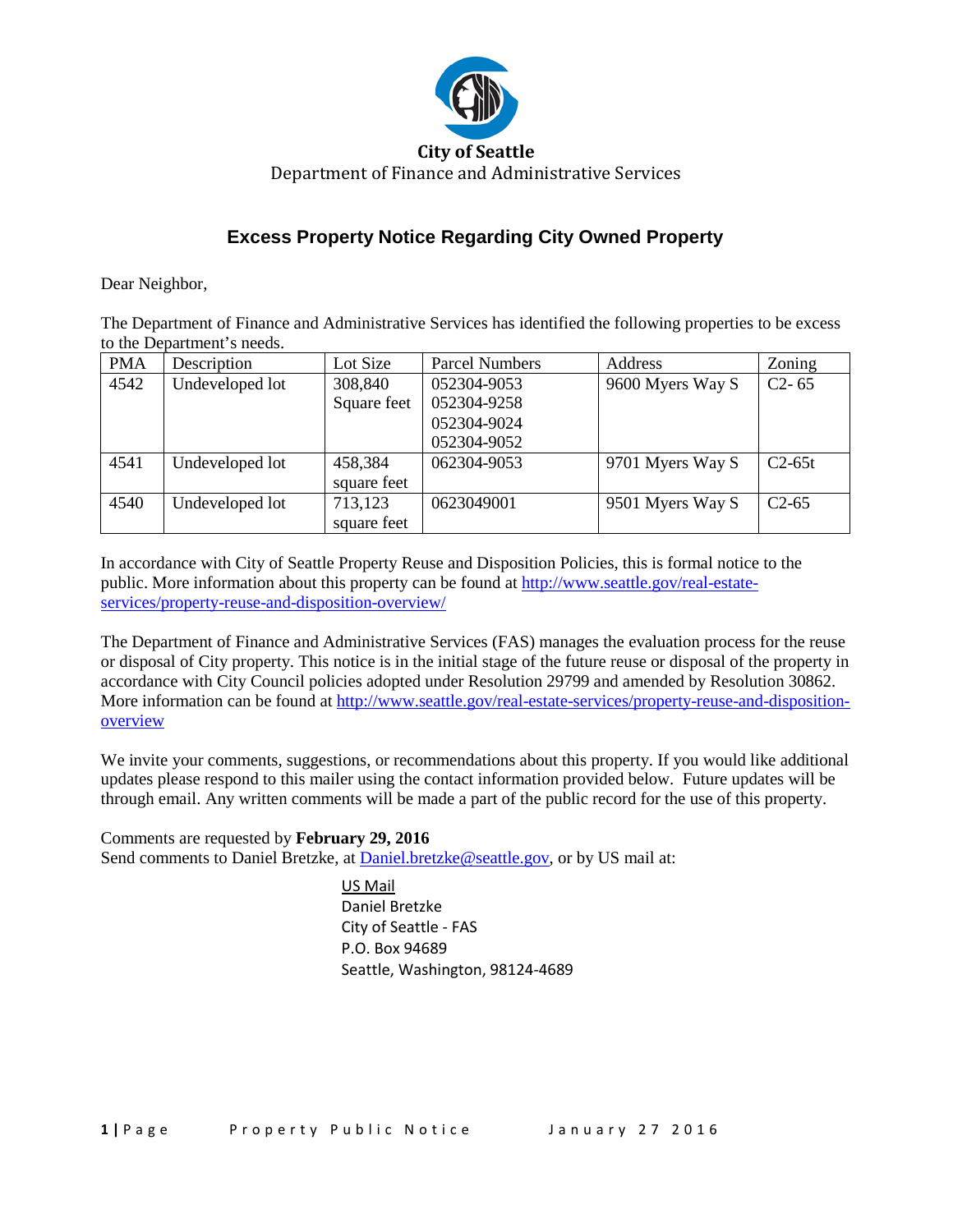**City of Seattle**

Department of Finance and Administrative Services

## Excess Property Notice Regarding City Owned Property

Dear Neighbor,

The Department of Finance and Administrative Services has identified the following properties to be excess to the Department's needs.

| PMA | Description | Lot Size | Parcel Numbers | Address | Zoning |
|---|---|---|---|---|---|
| 4542 | Undeveloped lot | 308,840 Square feet | 052304-9053<br>052304-9258<br>052304-9024<br>052304-9052 | 9600 Myers Way S | C2- 65 |
| 4541 | Undeveloped lot | 458,384 square feet | 062304-9053 | 9701 Myers Way S | C2-65t |
| 4540 | Undeveloped lot | 713,123 square feet | 0623049001 | 9501 Myers Way S | C2-65 |

In accordance with City of Seattle Property Reuse and Disposition Policies, this is formal notice to the public. More information about this property can be found at http://www.seattle.gov/real-estate-services/property-reuse-and-disposition-overview/

The Department of Finance and Administrative Services (FAS) manages the evaluation process for the reuse or disposal of City property. This notice is in the initial stage of the future reuse or disposal of the property in accordance with City Council policies adopted under Resolution 29799 and amended by Resolution 30862. More information can be found at http://www.seattle.gov/real-estate-services/property-reuse-and-disposition-overview

We invite your comments, suggestions, or recommendations about this property. If you would like additional updates please respond to this mailer using the contact information provided below. Future updates will be through email. Any written comments will be made a part of the public record for the use of this property.

Comments are requested by **February 29, 2016**
Send comments to Daniel Bretzke, at Daniel.bretzke@seattle.gov, or by US mail at:

US Mail
Daniel Bretzke
City of Seattle - FAS
P.O. Box 94689
Seattle, Washington, 98124-4689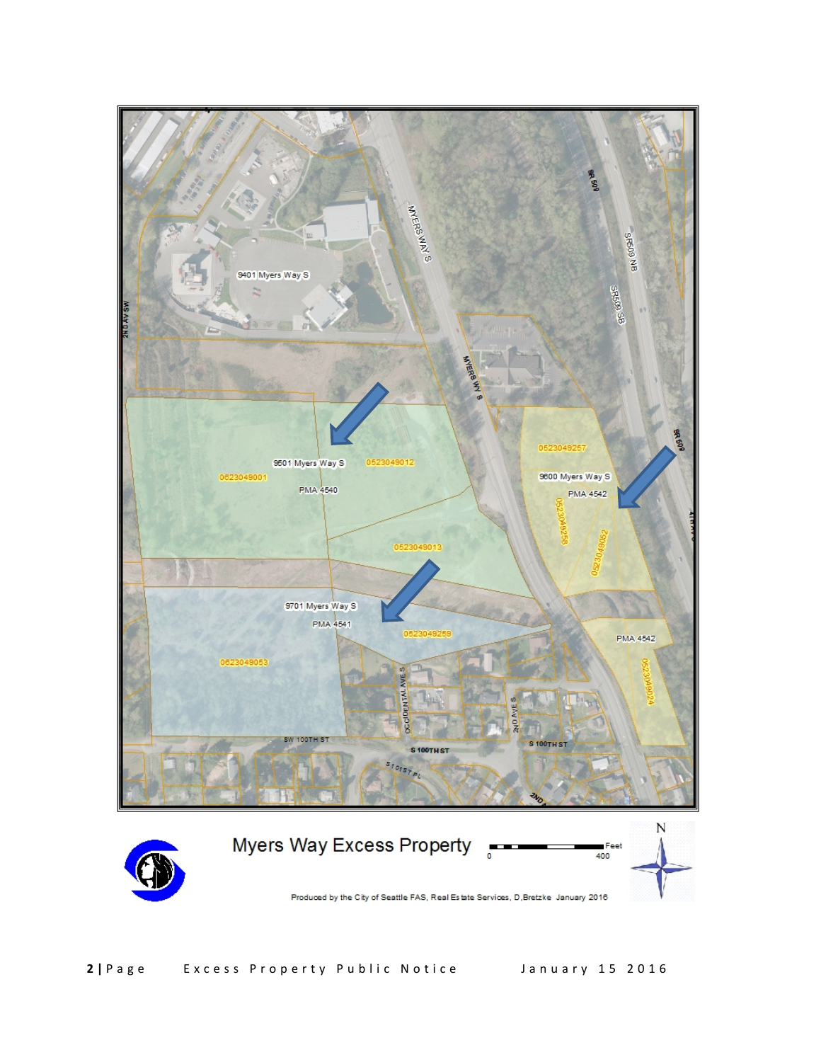9401 Myers Way S

MYERS WAY S

MYERS WY S

SR 509

SR509 NB

SR509 SB

2ND AV SW

9501 Myers Way S

PMA 4540

0523049001

0523049012

0523049013

0523049257

9600 Myers Way S

PMA 4542

0523049258

0523049052

9701 Myers Way S

PMA 4541

0523049259

0523049053

PMA 4542

0523049024

OCCIDENTAL AVE S

2ND AVE S

SW 100TH ST

S 100TH ST

S 101ST PL

# Myers Way Excess Property

0 400 Feet

N

Produced by the City of Seattle FAS, Real Estate Services, D.Bretzke January 2016